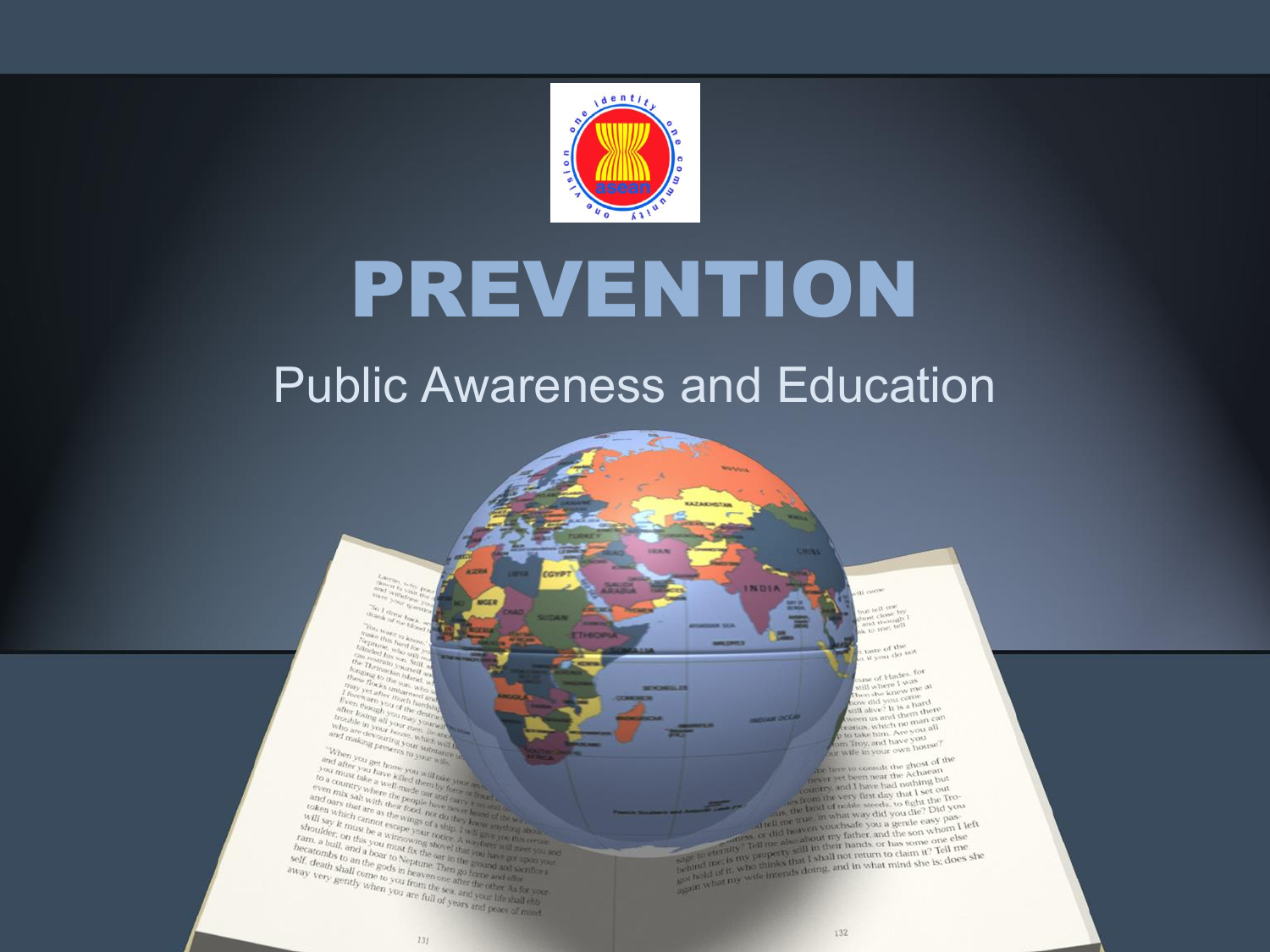# PREVENTION

## Public Awareness and Education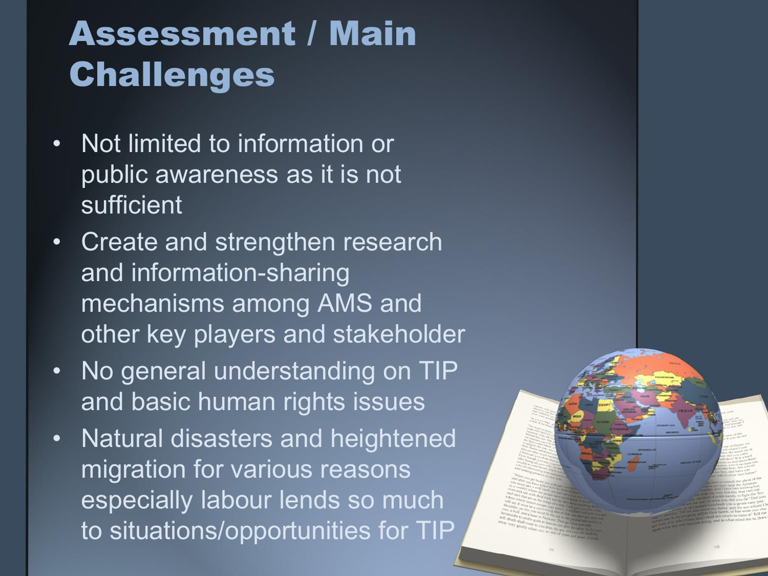# Assessment / Main Challenges

- Not limited to information or public awareness as it is not sufficient
- Create and strengthen research and information-sharing mechanisms among AMS and other key players and stakeholder
- No general understanding on TIP and basic human rights issues
- Natural disasters and heightened migration for various reasons especially labour lends so much to situations/opportunities for TIP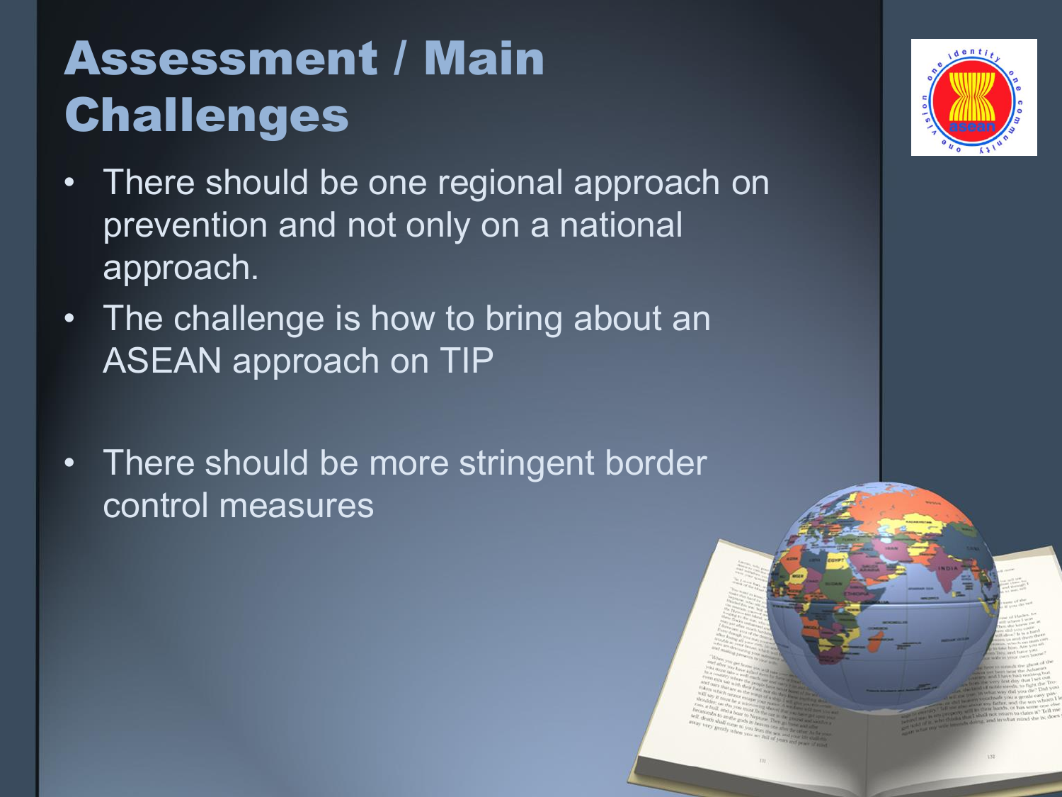# Assessment / Main Challenges

- There should be one regional approach on prevention and not only on a national approach.
- The challenge is how to bring about an ASEAN approach on TIP
- There should be more stringent border control measures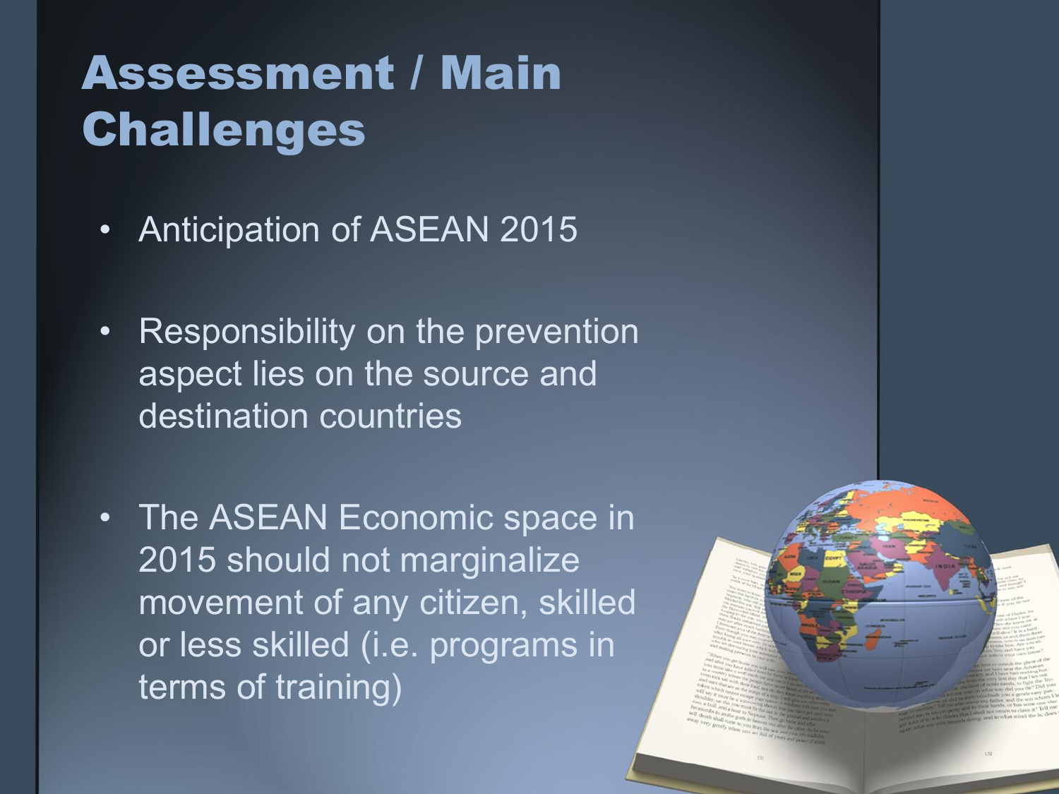# Assessment / Main Challenges

- Anticipation of ASEAN 2015
- Responsibility on the prevention aspect lies on the source and destination countries
- The ASEAN Economic space in 2015 should not marginalize movement of any citizen, skilled or less skilled (i.e. programs in terms of training)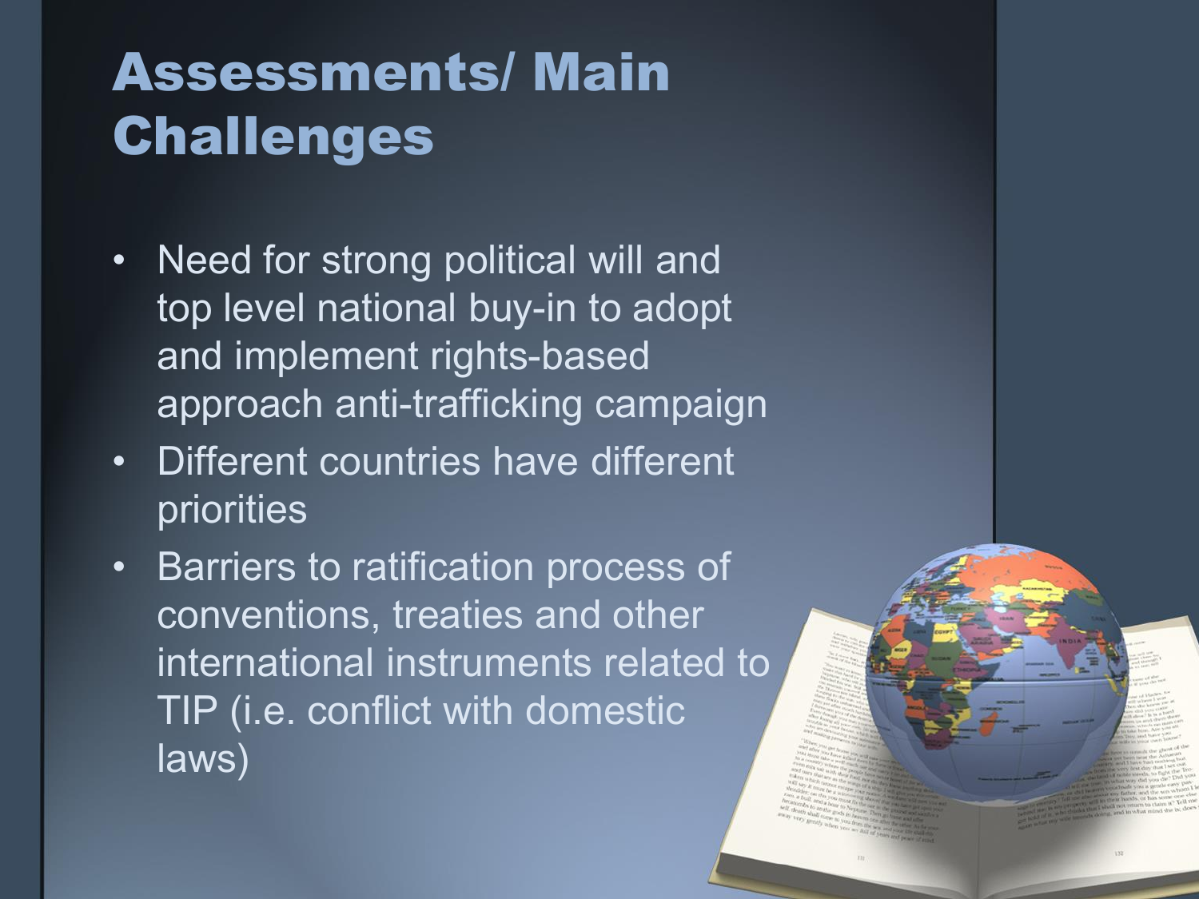# Assessments/ Main Challenges

- Need for strong political will and top level national buy-in to adopt and implement rights-based approach anti-trafficking campaign
- Different countries have different priorities
- Barriers to ratification process of conventions, treaties and other international instruments related to TIP (i.e. conflict with domestic laws)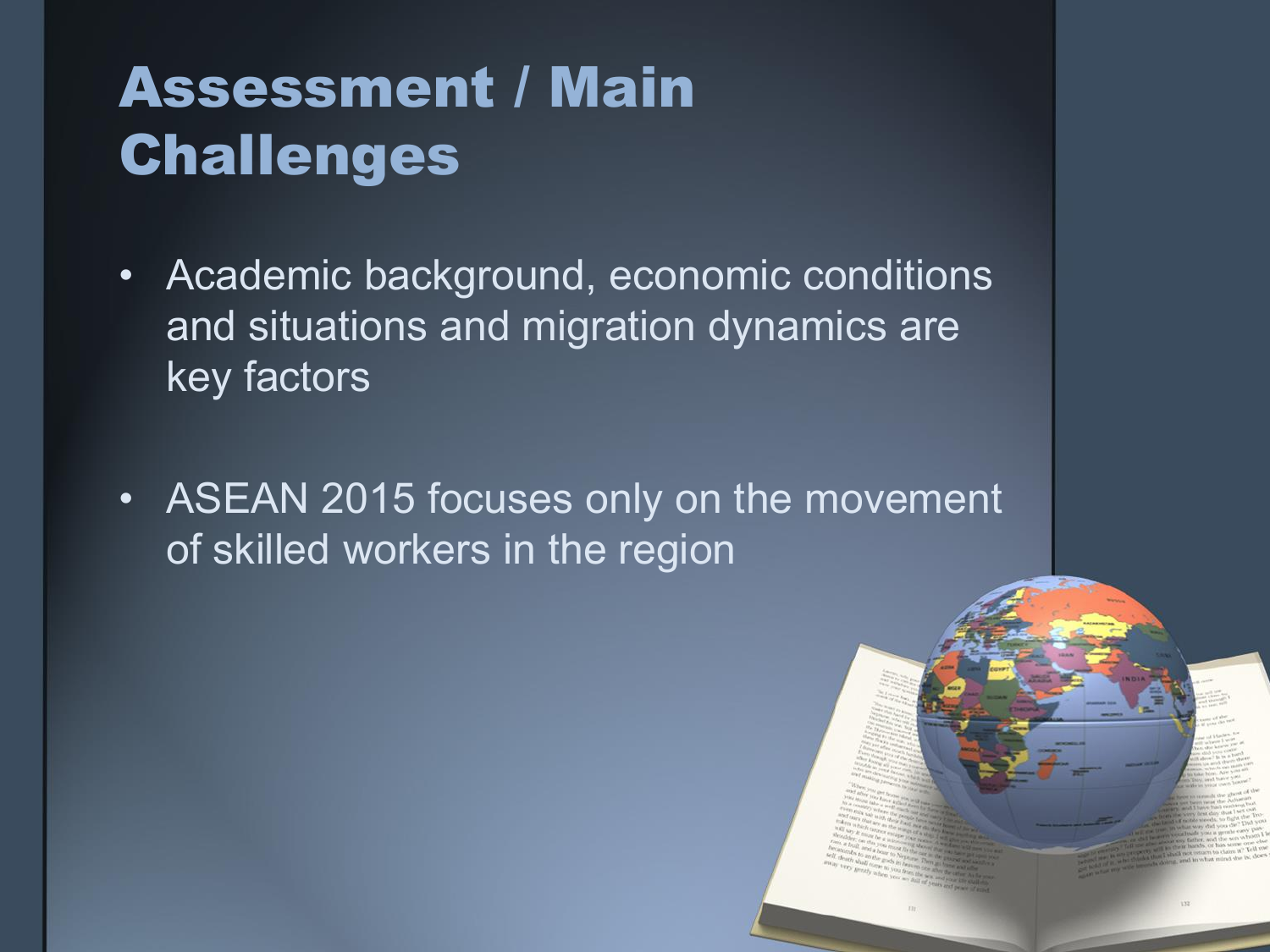# Assessment / Main Challenges

- Academic background, economic conditions and situations and migration dynamics are key factors
- ASEAN 2015 focuses only on the movement of skilled workers in the region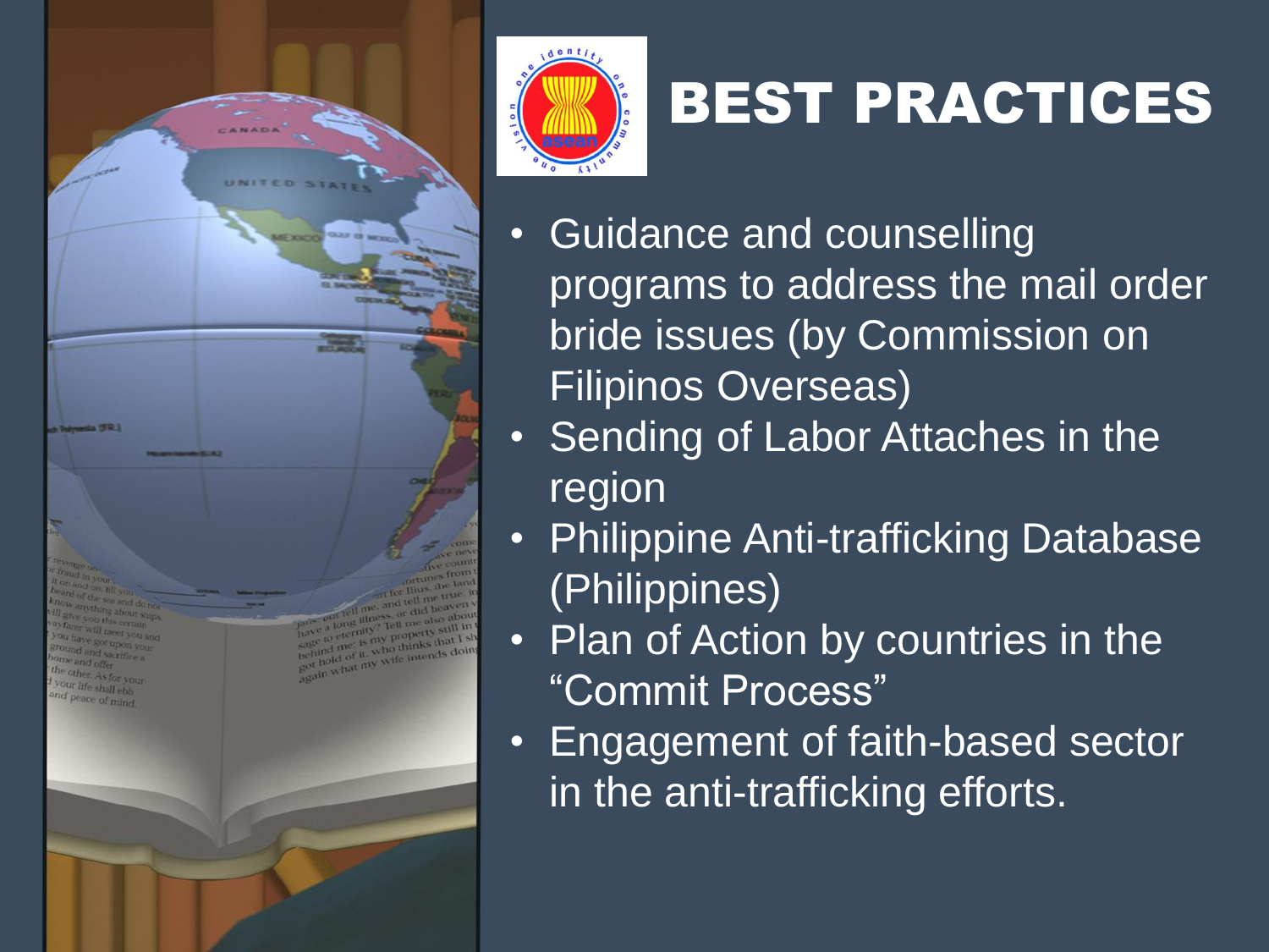# BEST PRACTICES

- Guidance and counselling programs to address the mail order bride issues (by Commission on Filipinos Overseas)
- Sending of Labor Attaches in the region
- Philippine Anti-trafficking Database (Philippines)
- Plan of Action by countries in the “Commit Process”
- Engagement of faith-based sector in the anti-trafficking efforts.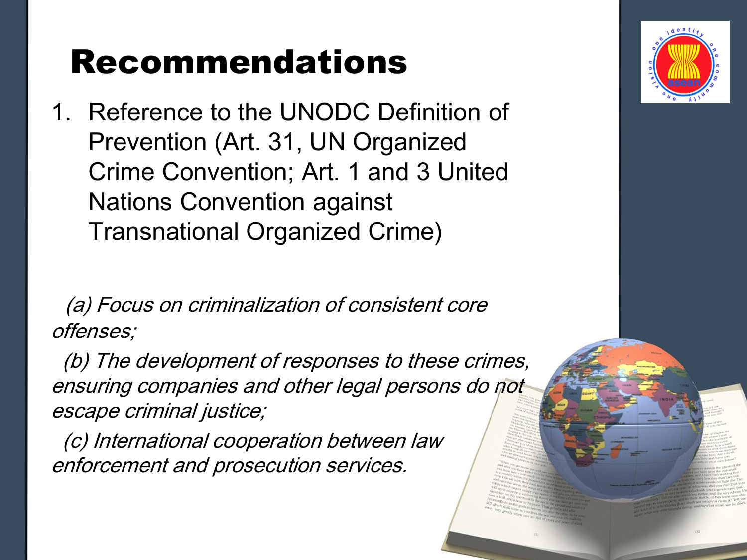# Recommendations

1. Reference to the UNODC Definition of Prevention (Art. 31, UN Organized Crime Convention; Art. 1 and 3 United Nations Convention against Transnational Organized Crime)

*(a) Focus on criminalization of consistent core offenses;*

*(b) The development of responses to these crimes, ensuring companies and other legal persons do not escape criminal justice;*

*(c) International cooperation between law enforcement and prosecution services.*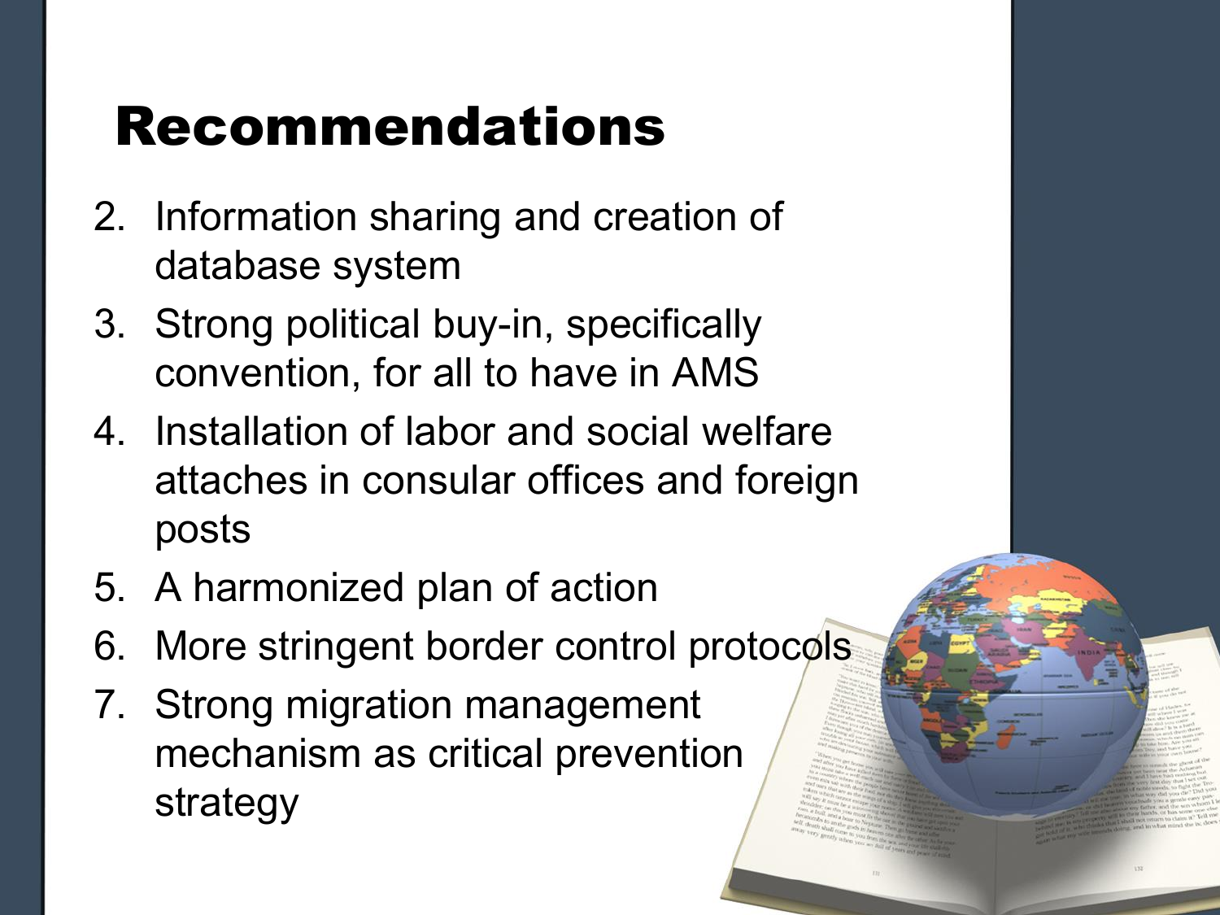# Recommendations

2. Information sharing and creation of database system
3. Strong political buy-in, specifically convention, for all to have in AMS
4. Installation of labor and social welfare attaches in consular offices and foreign posts
5. A harmonized plan of action
6. More stringent border control protocols
7. Strong migration management mechanism as critical prevention strategy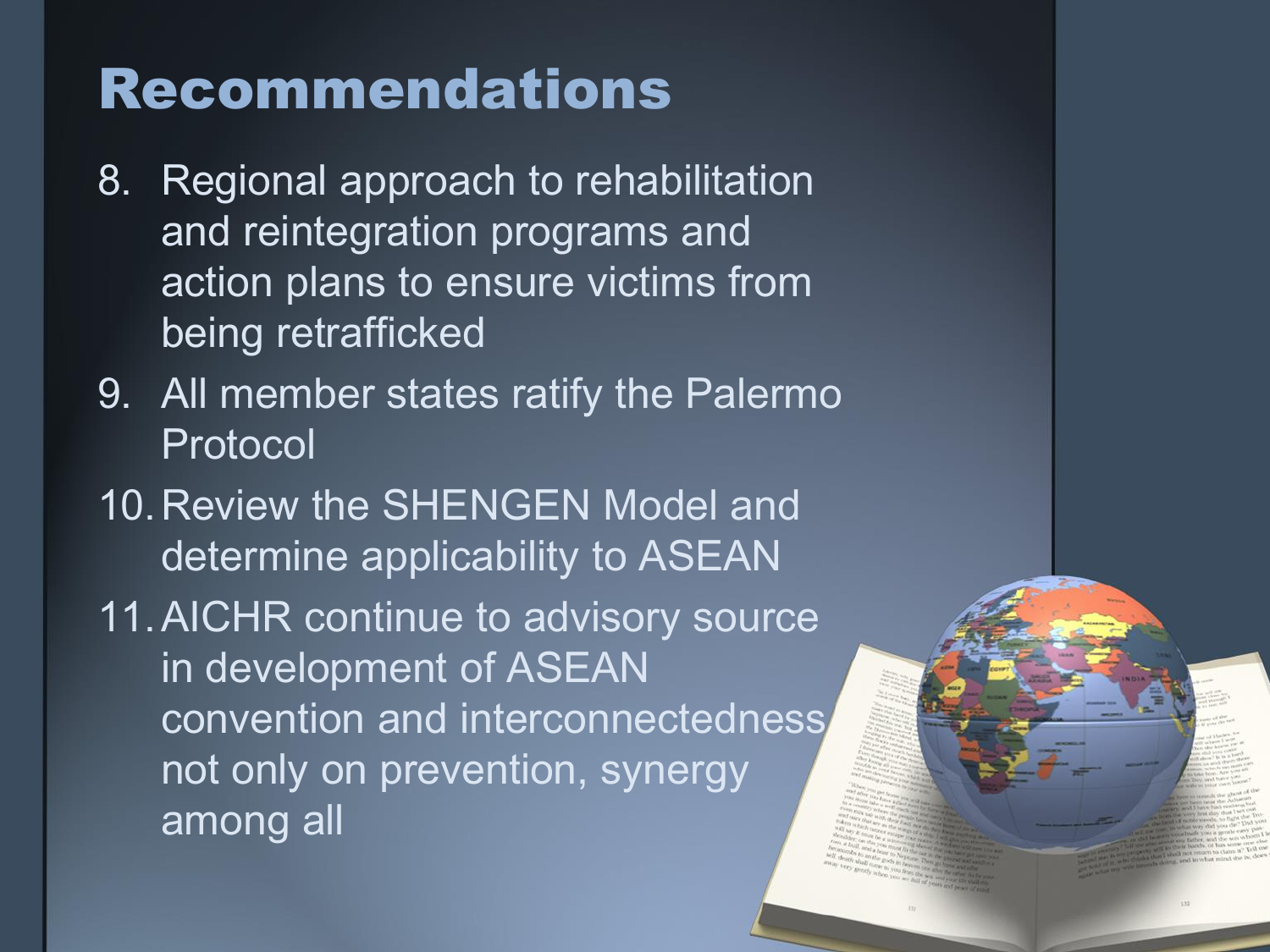# Recommendations

8. Regional approach to rehabilitation and reintegration programs and action plans to ensure victims from being retrafficked
9. All member states ratify the Palermo Protocol
10. Review the SHENGEN Model and determine applicability to ASEAN
11. AICHR continue to advisory source in development of ASEAN convention and interconnectedness not only on prevention, synergy among all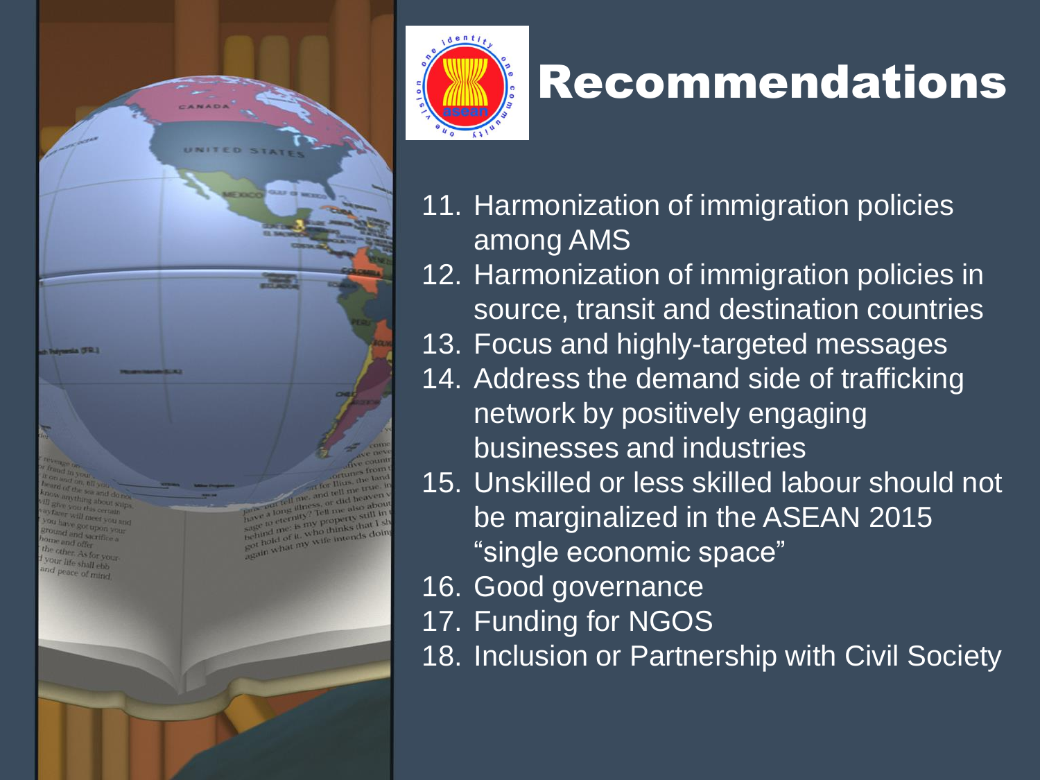# Recommendations

11. Harmonization of immigration policies among AMS
12. Harmonization of immigration policies in source, transit and destination countries
13. Focus and highly-targeted messages
14. Address the demand side of trafficking network by positively engaging businesses and industries
15. Unskilled or less skilled labour should not be marginalized in the ASEAN 2015 “single economic space”
16. Good governance
17. Funding for NGOS
18. Inclusion or Partnership with Civil Society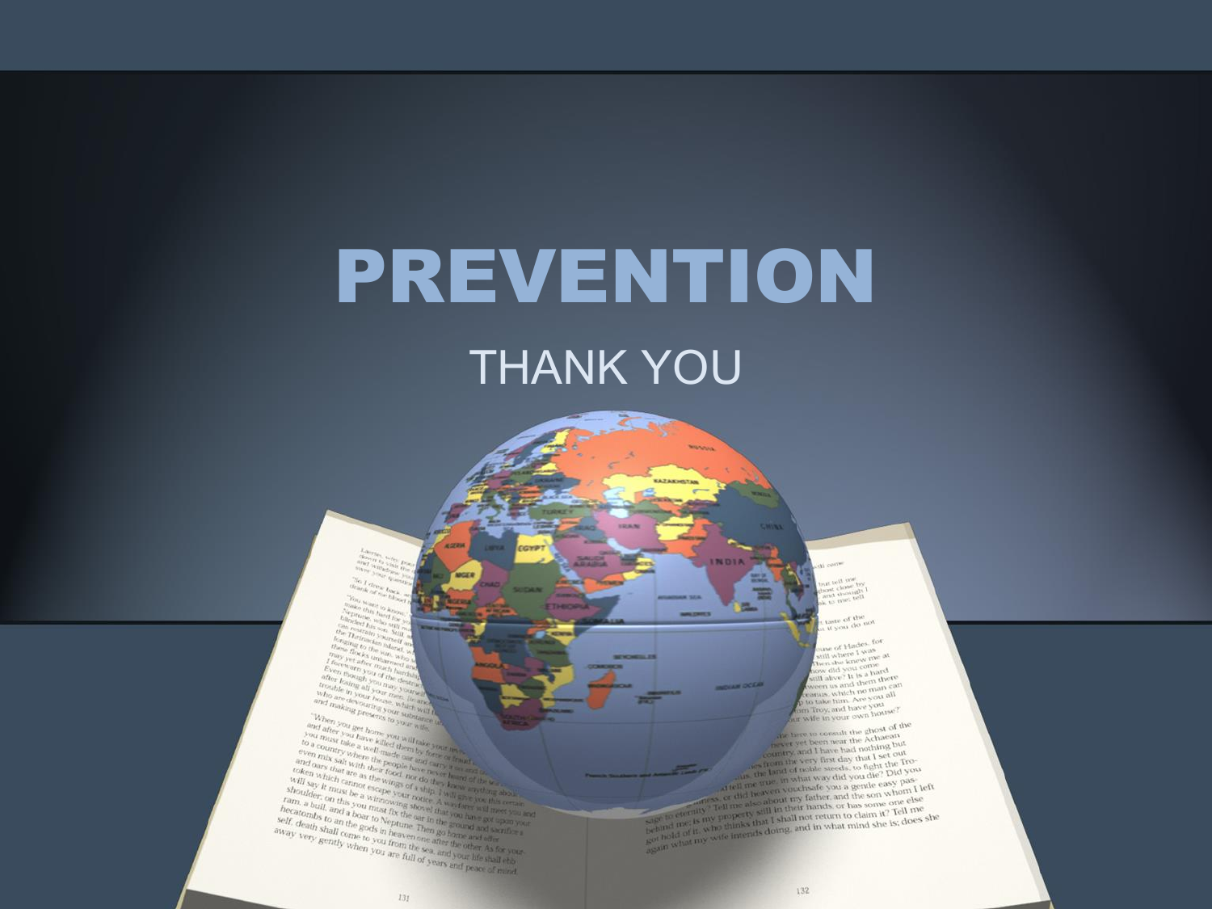# PREVENTION

THANK YOU